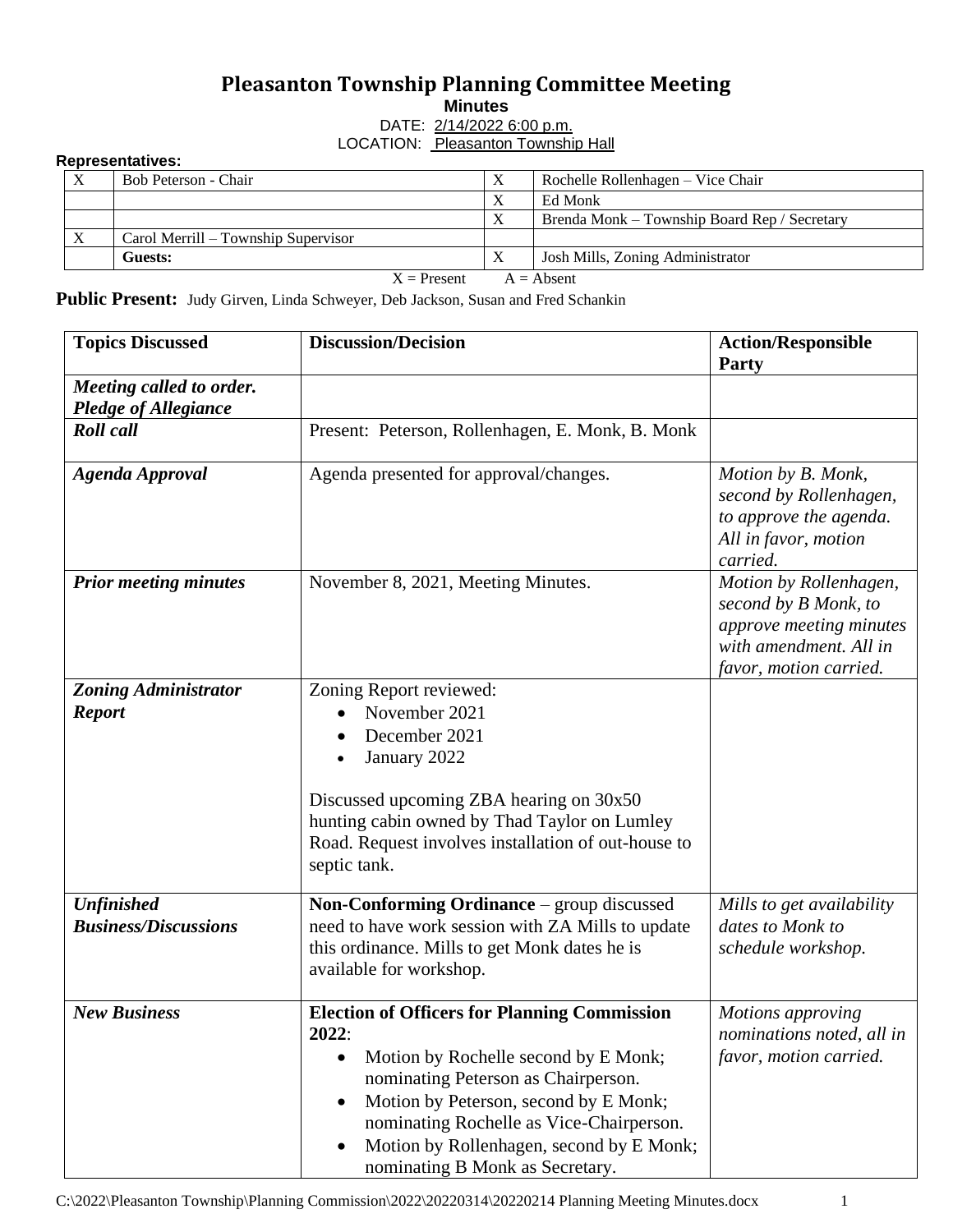# Pleasanton Township Planning Committee Meeting

**Minutes**

DATE: 2/14/2022 6:00 p.m.

LOCATION: Pleasanton Township Hall

**Representatives:**

| | | | |
|---|---|---|---|
| X | Bob Peterson - Chair | X | Rochelle Rollenhagen – Vice Chair |
| | | X | Ed Monk |
| | | X | Brenda Monk – Township Board Rep / Secretary |
| X | Carol Merrill – Township Supervisor | | |
| | **Guests:** | X | Josh Mills, Zoning Administrator |

X = Present A = Absent

**Public Present:** Judy Girven, Linda Schweyer, Deb Jackson, Susan and Fred Schankin

| Topics Discussed | Discussion/Decision | Action/Responsible Party |
|---|---|---|
| ***Meeting called to order. Pledge of Allegiance*** | | |
| ***Roll call*** | Present: Peterson, Rollenhagen, E. Monk, B. Monk | |
| ***Agenda Approval*** | Agenda presented for approval/changes. | *Motion by B. Monk, second by Rollenhagen, to approve the agenda. All in favor, motion carried.* |
| ***Prior meeting minutes*** | November 8, 2021, Meeting Minutes. | *Motion by Rollenhagen, second by B Monk, to approve meeting minutes with amendment. All in favor, motion carried.* |
| ***Zoning Administrator Report*** | Zoning Report reviewed:<br>• November 2021<br>• December 2021<br>• January 2022<br><br>Discussed upcoming ZBA hearing on 30x50 hunting cabin owned by Thad Taylor on Lumley Road. Request involves installation of out-house to septic tank. | |
| ***Unfinished Business/Discussions*** | **Non-Conforming Ordinance** – group discussed need to have work session with ZA Mills to update this ordinance. Mills to get Monk dates he is available for workshop. | *Mills to get availability dates to Monk to schedule workshop.* |
| ***New Business*** | **Election of Officers for Planning Commission 2022**:<br>• Motion by Rochelle second by E Monk; nominating Peterson as Chairperson.<br>• Motion by Peterson, second by E Monk; nominating Rochelle as Vice-Chairperson.<br>• Motion by Rollenhagen, second by E Monk; nominating B Monk as Secretary. | *Motions approving nominations noted, all in favor, motion carried.* |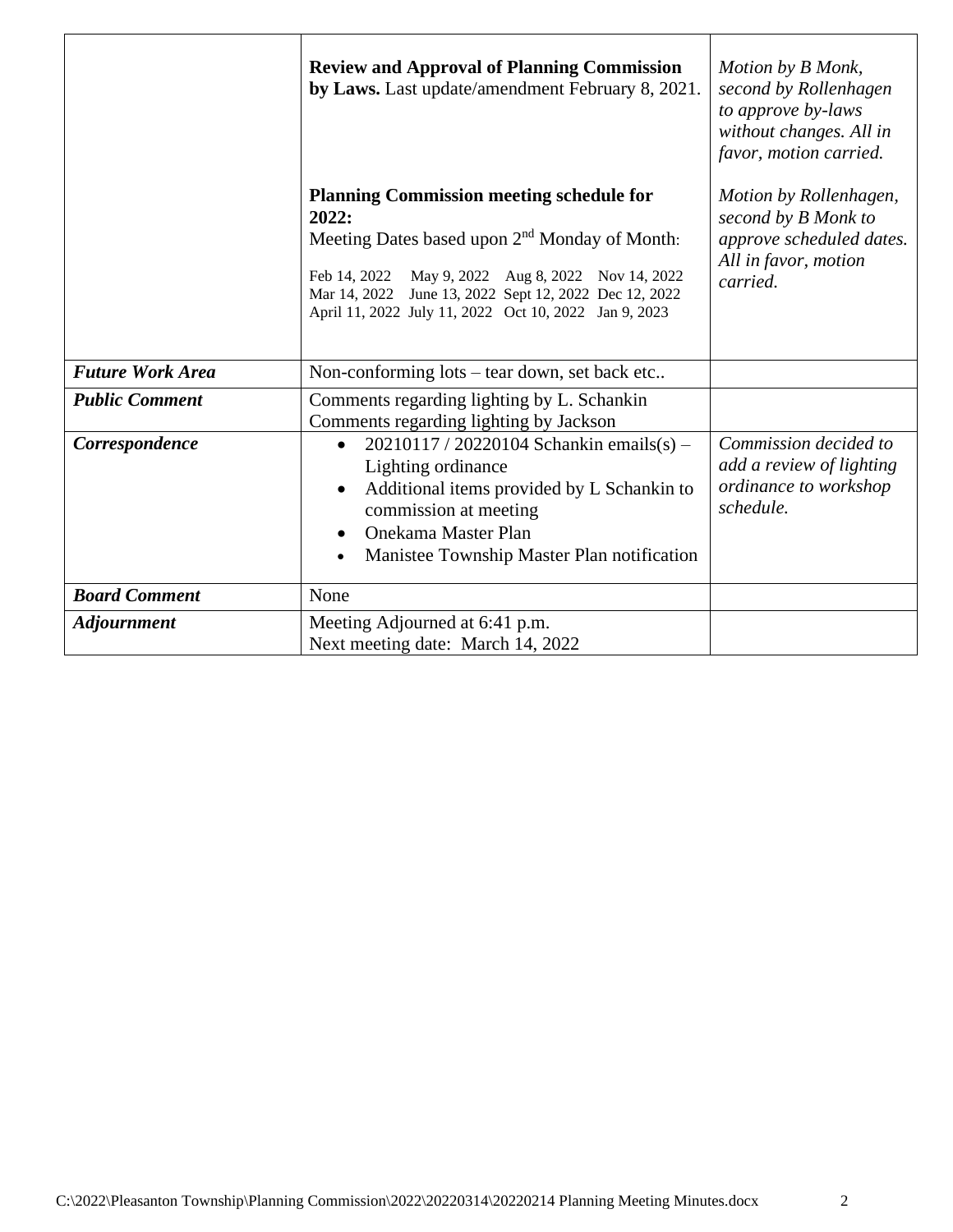| | | |
|---|---|---|
| | **Review and Approval of Planning Commission by Laws.** Last update/amendment February 8, 2021.<br><br>**Planning Commission meeting schedule for 2022:**<br>Meeting Dates based upon 2nd Monday of Month:<br>Feb 14, 2022 May 9, 2022 Aug 8, 2022 Nov 14, 2022<br>Mar 14, 2022 June 13, 2022 Sept 12, 2022 Dec 12, 2022<br>April 11, 2022 July 11, 2022 Oct 10, 2022 Jan 9, 2023 | *Motion by B Monk, second by Rollenhagen to approve by-laws without changes. All in favor, motion carried.*<br><br>*Motion by Rollenhagen, second by B Monk to approve scheduled dates. All in favor, motion carried.* |
| ***Future Work Area*** | Non-conforming lots – tear down, set back etc.. | |
| ***Public Comment*** | Comments regarding lighting by L. Schankin<br>Comments regarding lighting by Jackson | |
| ***Correspondence*** | • 20210117 / 20220104 Schankin emails(s) – Lighting ordinance<br>• Additional items provided by L Schankin to commission at meeting<br>• Onekama Master Plan<br>• Manistee Township Master Plan notification | *Commission decided to add a review of lighting ordinance to workshop schedule.* |
| ***Board Comment*** | None | |
| ***Adjournment*** | Meeting Adjourned at 6:41 p.m.<br>Next meeting date: March 14, 2022 | |

C:\2022\Pleasanton Township\Planning Commission\2022\20220314\20220214 Planning Meeting Minutes.docx